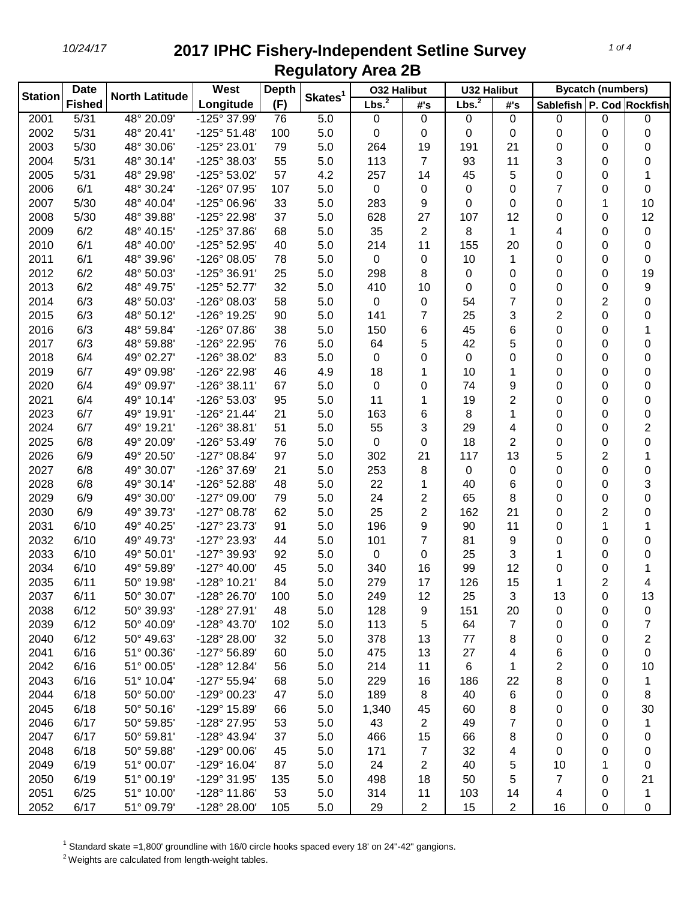# 2017 IPHC Fishery-Independent Setline Survey
## Regulatory Area 2B

| Station | Date Fished | North Latitude | West Longitude | Depth (F) | Skates[1] | O32 Halibut | | U32 Halibut | | Bycatch (numbers) | | |
|---|---|---|---|---|---|---|---|---|---|---|---|---|
| | | | | | | Lbs.[2] | #'s | Lbs.[2] | #'s | Sablefish | P. Cod | Rockfish |
| 2001 | 5/31 | 48° 20.09' | -125° 37.99' | 76 | 5.0 | 0 | 0 | 0 | 0 | 0 | 0 | 0 |
| 2002 | 5/31 | 48° 20.41' | -125° 51.48' | 100 | 5.0 | 0 | 0 | 0 | 0 | 0 | 0 | 0 |
| 2003 | 5/30 | 48° 30.06' | -125° 23.01' | 79 | 5.0 | 264 | 19 | 191 | 21 | 0 | 0 | 0 |
| 2004 | 5/31 | 48° 30.14' | -125° 38.03' | 55 | 5.0 | 113 | 7 | 93 | 11 | 3 | 0 | 0 |
| 2005 | 5/31 | 48° 29.98' | -125° 53.02' | 57 | 4.2 | 257 | 14 | 45 | 5 | 0 | 0 | 1 |
| 2006 | 6/1 | 48° 30.24' | -126° 07.95' | 107 | 5.0 | 0 | 0 | 0 | 0 | 7 | 0 | 0 |
| 2007 | 5/30 | 48° 40.04' | -125° 06.96' | 33 | 5.0 | 283 | 9 | 0 | 0 | 0 | 1 | 10 |
| 2008 | 5/30 | 48° 39.88' | -125° 22.98' | 37 | 5.0 | 628 | 27 | 107 | 12 | 0 | 0 | 12 |
| 2009 | 6/2 | 48° 40.15' | -125° 37.86' | 68 | 5.0 | 35 | 2 | 8 | 1 | 4 | 0 | 0 |
| 2010 | 6/1 | 48° 40.00' | -125° 52.95' | 40 | 5.0 | 214 | 11 | 155 | 20 | 0 | 0 | 0 |
| 2011 | 6/1 | 48° 39.96' | -126° 08.05' | 78 | 5.0 | 0 | 0 | 10 | 1 | 0 | 0 | 0 |
| 2012 | 6/2 | 48° 50.03' | -125° 36.91' | 25 | 5.0 | 298 | 8 | 0 | 0 | 0 | 0 | 19 |
| 2013 | 6/2 | 48° 49.75' | -125° 52.77' | 32 | 5.0 | 410 | 10 | 0 | 0 | 0 | 0 | 9 |
| 2014 | 6/3 | 48° 50.03' | -126° 08.03' | 58 | 5.0 | 0 | 0 | 54 | 7 | 0 | 2 | 0 |
| 2015 | 6/3 | 48° 50.12' | -126° 19.25' | 90 | 5.0 | 141 | 7 | 25 | 3 | 2 | 0 | 0 |
| 2016 | 6/3 | 48° 59.84' | -126° 07.86' | 38 | 5.0 | 150 | 6 | 45 | 6 | 0 | 0 | 1 |
| 2017 | 6/3 | 48° 59.88' | -126° 22.95' | 76 | 5.0 | 64 | 5 | 42 | 5 | 0 | 0 | 0 |
| 2018 | 6/4 | 49° 02.27' | -126° 38.02' | 83 | 5.0 | 0 | 0 | 0 | 0 | 0 | 0 | 0 |
| 2019 | 6/7 | 49° 09.98' | -126° 22.98' | 46 | 4.9 | 18 | 1 | 10 | 1 | 0 | 0 | 0 |
| 2020 | 6/4 | 49° 09.97' | -126° 38.11' | 67 | 5.0 | 0 | 0 | 74 | 9 | 0 | 0 | 0 |
| 2021 | 6/4 | 49° 10.14' | -126° 53.03' | 95 | 5.0 | 11 | 1 | 19 | 2 | 0 | 0 | 0 |
| 2023 | 6/7 | 49° 19.91' | -126° 21.44' | 21 | 5.0 | 163 | 6 | 8 | 1 | 0 | 0 | 0 |
| 2024 | 6/7 | 49° 19.21' | -126° 38.81' | 51 | 5.0 | 55 | 3 | 29 | 4 | 0 | 0 | 2 |
| 2025 | 6/8 | 49° 20.09' | -126° 53.49' | 76 | 5.0 | 0 | 0 | 18 | 2 | 0 | 0 | 0 |
| 2026 | 6/9 | 49° 20.50' | -127° 08.84' | 97 | 5.0 | 302 | 21 | 117 | 13 | 5 | 2 | 1 |
| 2027 | 6/8 | 49° 30.07' | -126° 37.69' | 21 | 5.0 | 253 | 8 | 0 | 0 | 0 | 0 | 0 |
| 2028 | 6/8 | 49° 30.14' | -126° 52.88' | 48 | 5.0 | 22 | 1 | 40 | 6 | 0 | 0 | 3 |
| 2029 | 6/9 | 49° 30.00' | -127° 09.00' | 79 | 5.0 | 24 | 2 | 65 | 8 | 0 | 0 | 0 |
| 2030 | 6/9 | 49° 39.73' | -127° 08.78' | 62 | 5.0 | 25 | 2 | 162 | 21 | 0 | 2 | 0 |
| 2031 | 6/10 | 49° 40.25' | -127° 23.73' | 91 | 5.0 | 196 | 9 | 90 | 11 | 0 | 1 | 1 |
| 2032 | 6/10 | 49° 49.73' | -127° 23.93' | 44 | 5.0 | 101 | 7 | 81 | 9 | 0 | 0 | 0 |
| 2033 | 6/10 | 49° 50.01' | -127° 39.93' | 92 | 5.0 | 0 | 0 | 25 | 3 | 1 | 0 | 0 |
| 2034 | 6/10 | 49° 59.89' | -127° 40.00' | 45 | 5.0 | 340 | 16 | 99 | 12 | 0 | 0 | 1 |
| 2035 | 6/11 | 50° 19.98' | -128° 10.21' | 84 | 5.0 | 279 | 17 | 126 | 15 | 1 | 2 | 4 |
| 2037 | 6/11 | 50° 30.07' | -128° 26.70' | 100 | 5.0 | 249 | 12 | 25 | 3 | 13 | 0 | 13 |
| 2038 | 6/12 | 50° 39.93' | -128° 27.91' | 48 | 5.0 | 128 | 9 | 151 | 20 | 0 | 0 | 0 |
| 2039 | 6/12 | 50° 40.09' | -128° 43.70' | 102 | 5.0 | 113 | 5 | 64 | 7 | 0 | 0 | 7 |
| 2040 | 6/12 | 50° 49.63' | -128° 28.00' | 32 | 5.0 | 378 | 13 | 77 | 8 | 0 | 0 | 2 |
| 2041 | 6/16 | 51° 00.36' | -127° 56.89' | 60 | 5.0 | 475 | 13 | 27 | 4 | 6 | 0 | 0 |
| 2042 | 6/16 | 51° 00.05' | -128° 12.84' | 56 | 5.0 | 214 | 11 | 6 | 1 | 2 | 0 | 10 |
| 2043 | 6/16 | 51° 10.04' | -127° 55.94' | 68 | 5.0 | 229 | 16 | 186 | 22 | 8 | 0 | 1 |
| 2044 | 6/18 | 50° 50.00' | -129° 00.23' | 47 | 5.0 | 189 | 8 | 40 | 6 | 0 | 0 | 8 |
| 2045 | 6/18 | 50° 50.16' | -129° 15.89' | 66 | 5.0 | 1,340 | 45 | 60 | 8 | 0 | 0 | 30 |
| 2046 | 6/17 | 50° 59.85' | -128° 27.95' | 53 | 5.0 | 43 | 2 | 49 | 7 | 0 | 0 | 1 |
| 2047 | 6/17 | 50° 59.81' | -128° 43.94' | 37 | 5.0 | 466 | 15 | 66 | 8 | 0 | 0 | 0 |
| 2048 | 6/18 | 50° 59.88' | -129° 00.06' | 45 | 5.0 | 171 | 7 | 32 | 4 | 0 | 0 | 0 |
| 2049 | 6/19 | 51° 00.07' | -129° 16.04' | 87 | 5.0 | 24 | 2 | 40 | 5 | 10 | 1 | 0 |
| 2050 | 6/19 | 51° 00.19' | -129° 31.95' | 135 | 5.0 | 498 | 18 | 50 | 5 | 7 | 0 | 21 |
| 2051 | 6/25 | 51° 10.00' | -128° 11.86' | 53 | 5.0 | 314 | 11 | 103 | 14 | 4 | 0 | 1 |
| 2052 | 6/17 | 51° 09.79' | -128° 28.00' | 105 | 5.0 | 29 | 2 | 15 | 2 | 16 | 0 | 0 |

[1] Standard skate =1,800' groundline with 16/0 circle hooks spaced every 18' on 24"-42" gangions.

[2] Weights are calculated from length-weight tables.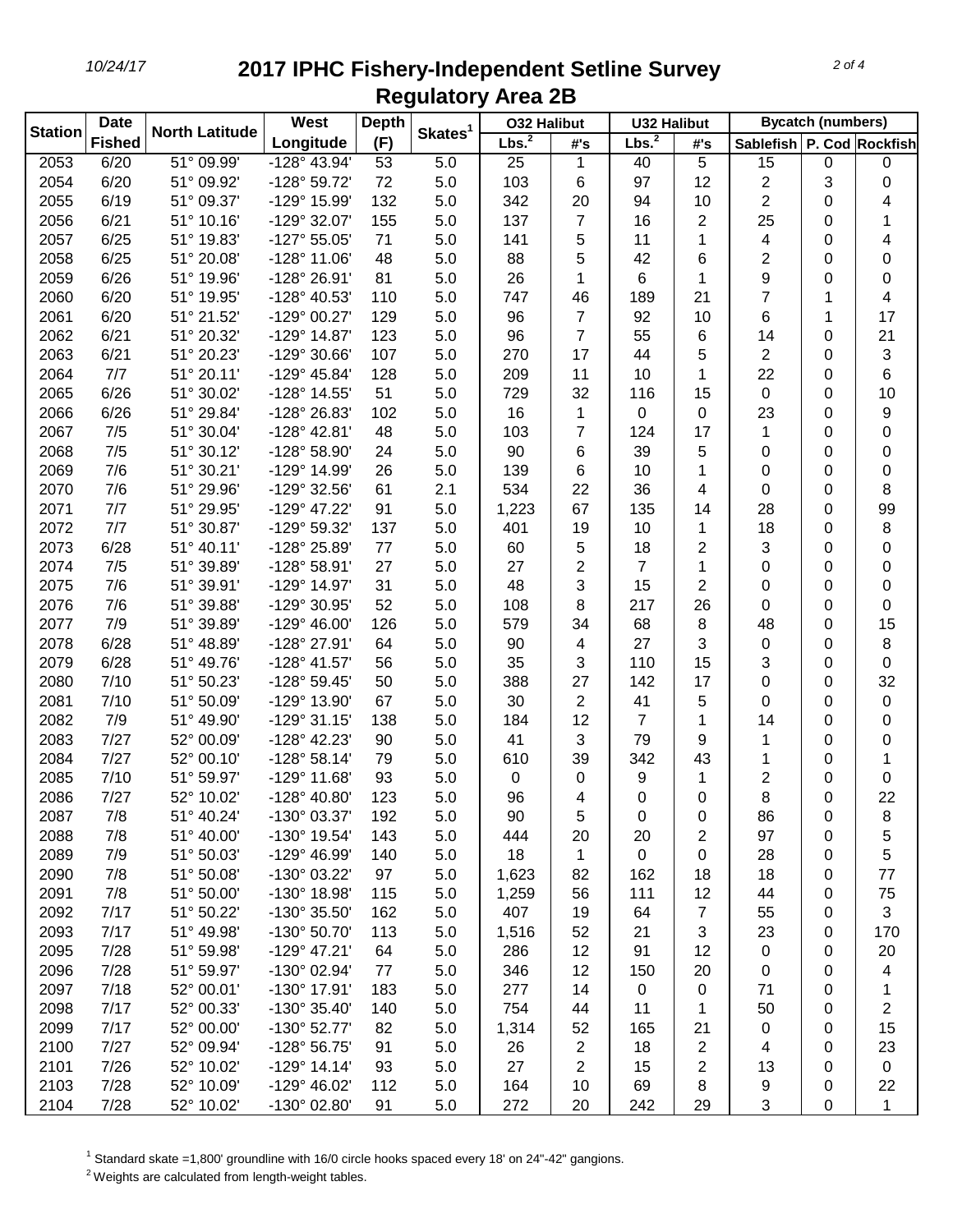# 2017 IPHC Fishery-Independent Setline Survey
## Regulatory Area 2B

| Station | Date Fished | North Latitude | West Longitude | Depth (F) | Skates[1] | O32 Halibut | | U32 Halibut | | Bycatch (numbers) | | |
|---|---|---|---|---|---|---|---|---|---|---|---|---|
| | | | | | | Lbs.[2] | #'s | Lbs.[2] | #'s | Sablefish | P. Cod | Rockfish |
| 2053 | 6/20 | 51° 09.99' | -128° 43.94' | 53 | 5.0 | 25 | 1 | 40 | 5 | 15 | 0 | 0 |
| 2054 | 6/20 | 51° 09.92' | -128° 59.72' | 72 | 5.0 | 103 | 6 | 97 | 12 | 2 | 3 | 0 |
| 2055 | 6/19 | 51° 09.37' | -129° 15.99' | 132 | 5.0 | 342 | 20 | 94 | 10 | 2 | 0 | 4 |
| 2056 | 6/21 | 51° 10.16' | -129° 32.07' | 155 | 5.0 | 137 | 7 | 16 | 2 | 25 | 0 | 1 |
| 2057 | 6/25 | 51° 19.83' | -127° 55.05' | 71 | 5.0 | 141 | 5 | 11 | 1 | 4 | 0 | 4 |
| 2058 | 6/25 | 51° 20.08' | -128° 11.06' | 48 | 5.0 | 88 | 5 | 42 | 6 | 2 | 0 | 0 |
| 2059 | 6/26 | 51° 19.96' | -128° 26.91' | 81 | 5.0 | 26 | 1 | 6 | 1 | 9 | 0 | 0 |
| 2060 | 6/20 | 51° 19.95' | -128° 40.53' | 110 | 5.0 | 747 | 46 | 189 | 21 | 7 | 1 | 4 |
| 2061 | 6/20 | 51° 21.52' | -129° 00.27' | 129 | 5.0 | 96 | 7 | 92 | 10 | 6 | 1 | 17 |
| 2062 | 6/21 | 51° 20.32' | -129° 14.87' | 123 | 5.0 | 96 | 7 | 55 | 6 | 14 | 0 | 21 |
| 2063 | 6/21 | 51° 20.23' | -129° 30.66' | 107 | 5.0 | 270 | 17 | 44 | 5 | 2 | 0 | 3 |
| 2064 | 7/7 | 51° 20.11' | -129° 45.84' | 128 | 5.0 | 209 | 11 | 10 | 1 | 22 | 0 | 6 |
| 2065 | 6/26 | 51° 30.02' | -128° 14.55' | 51 | 5.0 | 729 | 32 | 116 | 15 | 0 | 0 | 10 |
| 2066 | 6/26 | 51° 29.84' | -128° 26.83' | 102 | 5.0 | 16 | 1 | 0 | 0 | 23 | 0 | 9 |
| 2067 | 7/5 | 51° 30.04' | -128° 42.81' | 48 | 5.0 | 103 | 7 | 124 | 17 | 1 | 0 | 0 |
| 2068 | 7/5 | 51° 30.12' | -128° 58.90' | 24 | 5.0 | 90 | 6 | 39 | 5 | 0 | 0 | 0 |
| 2069 | 7/6 | 51° 30.21' | -129° 14.99' | 26 | 5.0 | 139 | 6 | 10 | 1 | 0 | 0 | 0 |
| 2070 | 7/6 | 51° 29.96' | -129° 32.56' | 61 | 2.1 | 534 | 22 | 36 | 4 | 0 | 0 | 8 |
| 2071 | 7/7 | 51° 29.95' | -129° 47.22' | 91 | 5.0 | 1,223 | 67 | 135 | 14 | 28 | 0 | 99 |
| 2072 | 7/7 | 51° 30.87' | -129° 59.32' | 137 | 5.0 | 401 | 19 | 10 | 1 | 18 | 0 | 8 |
| 2073 | 6/28 | 51° 40.11' | -128° 25.89' | 77 | 5.0 | 60 | 5 | 18 | 2 | 3 | 0 | 0 |
| 2074 | 7/5 | 51° 39.89' | -128° 58.91' | 27 | 5.0 | 27 | 2 | 7 | 1 | 0 | 0 | 0 |
| 2075 | 7/6 | 51° 39.91' | -129° 14.97' | 31 | 5.0 | 48 | 3 | 15 | 2 | 0 | 0 | 0 |
| 2076 | 7/6 | 51° 39.88' | -129° 30.95' | 52 | 5.0 | 108 | 8 | 217 | 26 | 0 | 0 | 0 |
| 2077 | 7/9 | 51° 39.89' | -129° 46.00' | 126 | 5.0 | 579 | 34 | 68 | 8 | 48 | 0 | 15 |
| 2078 | 6/28 | 51° 48.89' | -128° 27.91' | 64 | 5.0 | 90 | 4 | 27 | 3 | 0 | 0 | 8 |
| 2079 | 6/28 | 51° 49.76' | -128° 41.57' | 56 | 5.0 | 35 | 3 | 110 | 15 | 3 | 0 | 0 |
| 2080 | 7/10 | 51° 50.23' | -128° 59.45' | 50 | 5.0 | 388 | 27 | 142 | 17 | 0 | 0 | 32 |
| 2081 | 7/10 | 51° 50.09' | -129° 13.90' | 67 | 5.0 | 30 | 2 | 41 | 5 | 0 | 0 | 0 |
| 2082 | 7/9 | 51° 49.90' | -129° 31.15' | 138 | 5.0 | 184 | 12 | 7 | 1 | 14 | 0 | 0 |
| 2083 | 7/27 | 52° 00.09' | -128° 42.23' | 90 | 5.0 | 41 | 3 | 79 | 9 | 1 | 0 | 0 |
| 2084 | 7/27 | 52° 00.10' | -128° 58.14' | 79 | 5.0 | 610 | 39 | 342 | 43 | 1 | 0 | 1 |
| 2085 | 7/10 | 51° 59.97' | -129° 11.68' | 93 | 5.0 | 0 | 0 | 9 | 1 | 2 | 0 | 0 |
| 2086 | 7/27 | 52° 10.02' | -128° 40.80' | 123 | 5.0 | 96 | 4 | 0 | 0 | 8 | 0 | 22 |
| 2087 | 7/8 | 51° 40.24' | -130° 03.37' | 192 | 5.0 | 90 | 5 | 0 | 0 | 86 | 0 | 8 |
| 2088 | 7/8 | 51° 40.00' | -130° 19.54' | 143 | 5.0 | 444 | 20 | 20 | 2 | 97 | 0 | 5 |
| 2089 | 7/9 | 51° 50.03' | -129° 46.99' | 140 | 5.0 | 18 | 1 | 0 | 0 | 28 | 0 | 5 |
| 2090 | 7/8 | 51° 50.08' | -130° 03.22' | 97 | 5.0 | 1,623 | 82 | 162 | 18 | 18 | 0 | 77 |
| 2091 | 7/8 | 51° 50.00' | -130° 18.98' | 115 | 5.0 | 1,259 | 56 | 111 | 12 | 44 | 0 | 75 |
| 2092 | 7/17 | 51° 50.22' | -130° 35.50' | 162 | 5.0 | 407 | 19 | 64 | 7 | 55 | 0 | 3 |
| 2093 | 7/17 | 51° 49.98' | -130° 50.70' | 113 | 5.0 | 1,516 | 52 | 21 | 3 | 23 | 0 | 170 |
| 2095 | 7/28 | 51° 59.98' | -129° 47.21' | 64 | 5.0 | 286 | 12 | 91 | 12 | 0 | 0 | 20 |
| 2096 | 7/28 | 51° 59.97' | -130° 02.94' | 77 | 5.0 | 346 | 12 | 150 | 20 | 0 | 0 | 4 |
| 2097 | 7/18 | 52° 00.01' | -130° 17.91' | 183 | 5.0 | 277 | 14 | 0 | 0 | 71 | 0 | 1 |
| 2098 | 7/17 | 52° 00.33' | -130° 35.40' | 140 | 5.0 | 754 | 44 | 11 | 1 | 50 | 0 | 2 |
| 2099 | 7/17 | 52° 00.00' | -130° 52.77' | 82 | 5.0 | 1,314 | 52 | 165 | 21 | 0 | 0 | 15 |
| 2100 | 7/27 | 52° 09.94' | -128° 56.75' | 91 | 5.0 | 26 | 2 | 18 | 2 | 4 | 0 | 23 |
| 2101 | 7/26 | 52° 10.02' | -129° 14.14' | 93 | 5.0 | 27 | 2 | 15 | 2 | 13 | 0 | 0 |
| 2103 | 7/28 | 52° 10.09' | -129° 46.02' | 112 | 5.0 | 164 | 10 | 69 | 8 | 9 | 0 | 22 |
| 2104 | 7/28 | 52° 10.02' | -130° 02.80' | 91 | 5.0 | 272 | 20 | 242 | 29 | 3 | 0 | 1 |

[1] Standard skate =1,800' groundline with 16/0 circle hooks spaced every 18' on 24"-42" gangions.

[2] Weights are calculated from length-weight tables.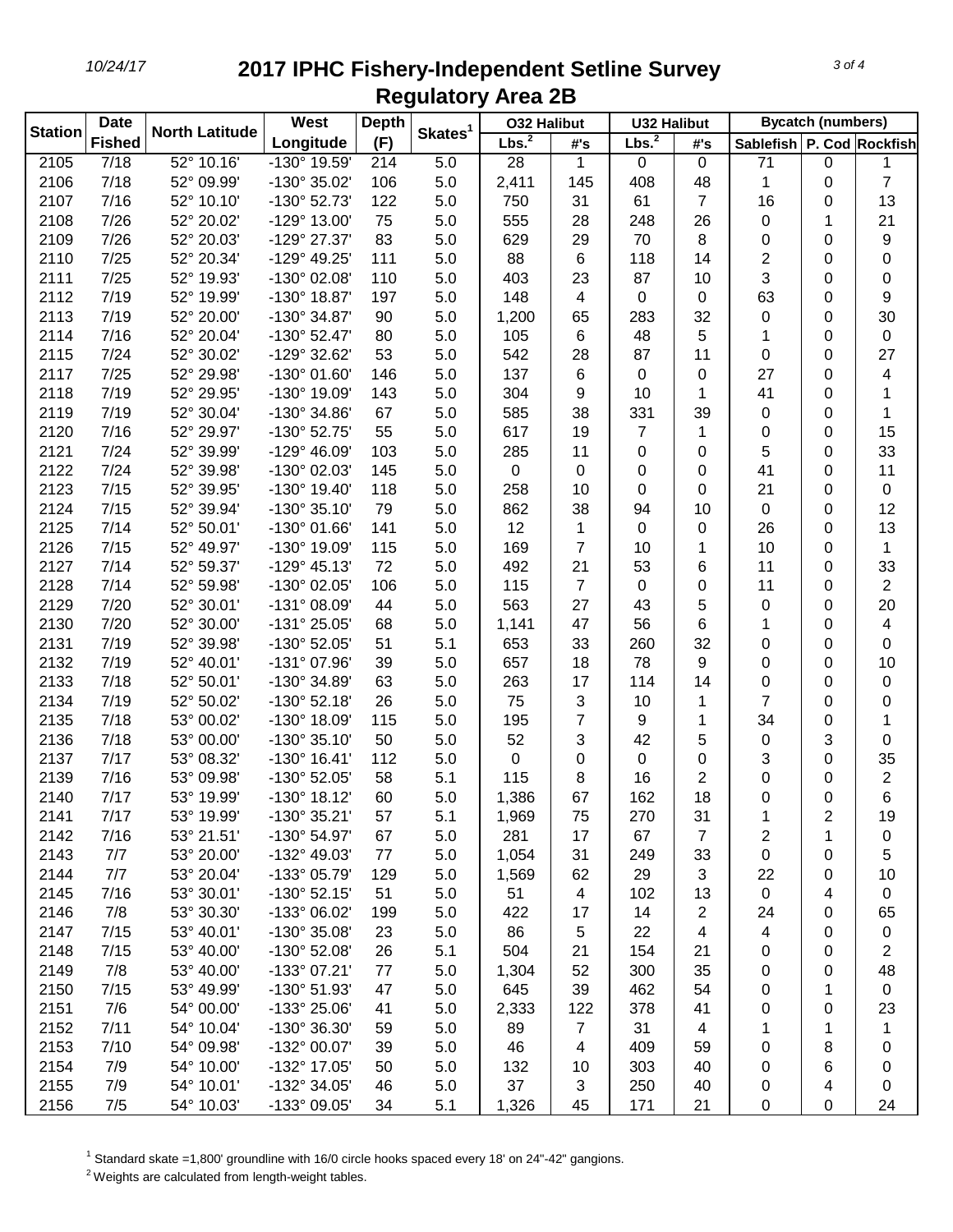# 2017 IPHC Fishery-Independent Setline Survey
## Regulatory Area 2B

| Station | Date Fished | North Latitude | West Longitude | Depth (F) | Skates[1] | O32 Halibut | | U32 Halibut | | Bycatch (numbers) | | |
|---|---|---|---|---|---|---|---|---|---|---|---|---|
| | | | | | | Lbs.[2] | #'s | Lbs.[2] | #'s | Sablefish | P. Cod | Rockfish |
| 2105 | 7/18 | 52° 10.16' | -130° 19.59' | 214 | 5.0 | 28 | 1 | 0 | 0 | 71 | 0 | 1 |
| 2106 | 7/18 | 52° 09.99' | -130° 35.02' | 106 | 5.0 | 2,411 | 145 | 408 | 48 | 1 | 0 | 7 |
| 2107 | 7/16 | 52° 10.10' | -130° 52.73' | 122 | 5.0 | 750 | 31 | 61 | 7 | 16 | 0 | 13 |
| 2108 | 7/26 | 52° 20.02' | -129° 13.00' | 75 | 5.0 | 555 | 28 | 248 | 26 | 0 | 1 | 21 |
| 2109 | 7/26 | 52° 20.03' | -129° 27.37' | 83 | 5.0 | 629 | 29 | 70 | 8 | 0 | 0 | 9 |
| 2110 | 7/25 | 52° 20.34' | -129° 49.25' | 111 | 5.0 | 88 | 6 | 118 | 14 | 2 | 0 | 0 |
| 2111 | 7/25 | 52° 19.93' | -130° 02.08' | 110 | 5.0 | 403 | 23 | 87 | 10 | 3 | 0 | 0 |
| 2112 | 7/19 | 52° 19.99' | -130° 18.87' | 197 | 5.0 | 148 | 4 | 0 | 0 | 63 | 0 | 9 |
| 2113 | 7/19 | 52° 20.00' | -130° 34.87' | 90 | 5.0 | 1,200 | 65 | 283 | 32 | 0 | 0 | 30 |
| 2114 | 7/16 | 52° 20.04' | -130° 52.47' | 80 | 5.0 | 105 | 6 | 48 | 5 | 1 | 0 | 0 |
| 2115 | 7/24 | 52° 30.02' | -129° 32.62' | 53 | 5.0 | 542 | 28 | 87 | 11 | 0 | 0 | 27 |
| 2117 | 7/25 | 52° 29.98' | -130° 01.60' | 146 | 5.0 | 137 | 6 | 0 | 0 | 27 | 0 | 4 |
| 2118 | 7/19 | 52° 29.95' | -130° 19.09' | 143 | 5.0 | 304 | 9 | 10 | 1 | 41 | 0 | 1 |
| 2119 | 7/19 | 52° 30.04' | -130° 34.86' | 67 | 5.0 | 585 | 38 | 331 | 39 | 0 | 0 | 1 |
| 2120 | 7/16 | 52° 29.97' | -130° 52.75' | 55 | 5.0 | 617 | 19 | 7 | 1 | 0 | 0 | 15 |
| 2121 | 7/24 | 52° 39.99' | -129° 46.09' | 103 | 5.0 | 285 | 11 | 0 | 0 | 5 | 0 | 33 |
| 2122 | 7/24 | 52° 39.98' | -130° 02.03' | 145 | 5.0 | 0 | 0 | 0 | 0 | 41 | 0 | 11 |
| 2123 | 7/15 | 52° 39.95' | -130° 19.40' | 118 | 5.0 | 258 | 10 | 0 | 0 | 21 | 0 | 0 |
| 2124 | 7/15 | 52° 39.94' | -130° 35.10' | 79 | 5.0 | 862 | 38 | 94 | 10 | 0 | 0 | 12 |
| 2125 | 7/14 | 52° 50.01' | -130° 01.66' | 141 | 5.0 | 12 | 1 | 0 | 0 | 26 | 0 | 13 |
| 2126 | 7/15 | 52° 49.97' | -130° 19.09' | 115 | 5.0 | 169 | 7 | 10 | 1 | 10 | 0 | 1 |
| 2127 | 7/14 | 52° 59.37' | -129° 45.13' | 72 | 5.0 | 492 | 21 | 53 | 6 | 11 | 0 | 33 |
| 2128 | 7/14 | 52° 59.98' | -130° 02.05' | 106 | 5.0 | 115 | 7 | 0 | 0 | 11 | 0 | 2 |
| 2129 | 7/20 | 52° 30.01' | -131° 08.09' | 44 | 5.0 | 563 | 27 | 43 | 5 | 0 | 0 | 20 |
| 2130 | 7/20 | 52° 30.00' | -131° 25.05' | 68 | 5.0 | 1,141 | 47 | 56 | 6 | 1 | 0 | 4 |
| 2131 | 7/19 | 52° 39.98' | -130° 52.05' | 51 | 5.1 | 653 | 33 | 260 | 32 | 0 | 0 | 0 |
| 2132 | 7/19 | 52° 40.01' | -131° 07.96' | 39 | 5.0 | 657 | 18 | 78 | 9 | 0 | 0 | 10 |
| 2133 | 7/18 | 52° 50.01' | -130° 34.89' | 63 | 5.0 | 263 | 17 | 114 | 14 | 0 | 0 | 0 |
| 2134 | 7/19 | 52° 50.02' | -130° 52.18' | 26 | 5.0 | 75 | 3 | 10 | 1 | 7 | 0 | 0 |
| 2135 | 7/18 | 53° 00.02' | -130° 18.09' | 115 | 5.0 | 195 | 7 | 9 | 1 | 34 | 0 | 1 |
| 2136 | 7/18 | 53° 00.00' | -130° 35.10' | 50 | 5.0 | 52 | 3 | 42 | 5 | 0 | 3 | 0 |
| 2137 | 7/17 | 53° 08.32' | -130° 16.41' | 112 | 5.0 | 0 | 0 | 0 | 0 | 3 | 0 | 35 |
| 2139 | 7/16 | 53° 09.98' | -130° 52.05' | 58 | 5.1 | 115 | 8 | 16 | 2 | 0 | 0 | 2 |
| 2140 | 7/17 | 53° 19.99' | -130° 18.12' | 60 | 5.0 | 1,386 | 67 | 162 | 18 | 0 | 0 | 6 |
| 2141 | 7/17 | 53° 19.99' | -130° 35.21' | 57 | 5.1 | 1,969 | 75 | 270 | 31 | 1 | 2 | 19 |
| 2142 | 7/16 | 53° 21.51' | -130° 54.97' | 67 | 5.0 | 281 | 17 | 67 | 7 | 2 | 1 | 0 |
| 2143 | 7/7 | 53° 20.00' | -132° 49.03' | 77 | 5.0 | 1,054 | 31 | 249 | 33 | 0 | 0 | 5 |
| 2144 | 7/7 | 53° 20.04' | -133° 05.79' | 129 | 5.0 | 1,569 | 62 | 29 | 3 | 22 | 0 | 10 |
| 2145 | 7/16 | 53° 30.01' | -130° 52.15' | 51 | 5.0 | 51 | 4 | 102 | 13 | 0 | 4 | 0 |
| 2146 | 7/8 | 53° 30.30' | -133° 06.02' | 199 | 5.0 | 422 | 17 | 14 | 2 | 24 | 0 | 65 |
| 2147 | 7/15 | 53° 40.01' | -130° 35.08' | 23 | 5.0 | 86 | 5 | 22 | 4 | 4 | 0 | 0 |
| 2148 | 7/15 | 53° 40.00' | -130° 52.08' | 26 | 5.1 | 504 | 21 | 154 | 21 | 0 | 0 | 2 |
| 2149 | 7/8 | 53° 40.00' | -133° 07.21' | 77 | 5.0 | 1,304 | 52 | 300 | 35 | 0 | 0 | 48 |
| 2150 | 7/15 | 53° 49.99' | -130° 51.93' | 47 | 5.0 | 645 | 39 | 462 | 54 | 0 | 1 | 0 |
| 2151 | 7/6 | 54° 00.00' | -133° 25.06' | 41 | 5.0 | 2,333 | 122 | 378 | 41 | 0 | 0 | 23 |
| 2152 | 7/11 | 54° 10.04' | -130° 36.30' | 59 | 5.0 | 89 | 7 | 31 | 4 | 1 | 1 | 1 |
| 2153 | 7/10 | 54° 09.98' | -132° 00.07' | 39 | 5.0 | 46 | 4 | 409 | 59 | 0 | 8 | 0 |
| 2154 | 7/9 | 54° 10.00' | -132° 17.05' | 50 | 5.0 | 132 | 10 | 303 | 40 | 0 | 6 | 0 |
| 2155 | 7/9 | 54° 10.01' | -132° 34.05' | 46 | 5.0 | 37 | 3 | 250 | 40 | 0 | 4 | 0 |
| 2156 | 7/5 | 54° 10.03' | -133° 09.05' | 34 | 5.1 | 1,326 | 45 | 171 | 21 | 0 | 0 | 24 |

[1] Standard skate =1,800' groundline with 16/0 circle hooks spaced every 18' on 24"-42" gangions.

[2] Weights are calculated from length-weight tables.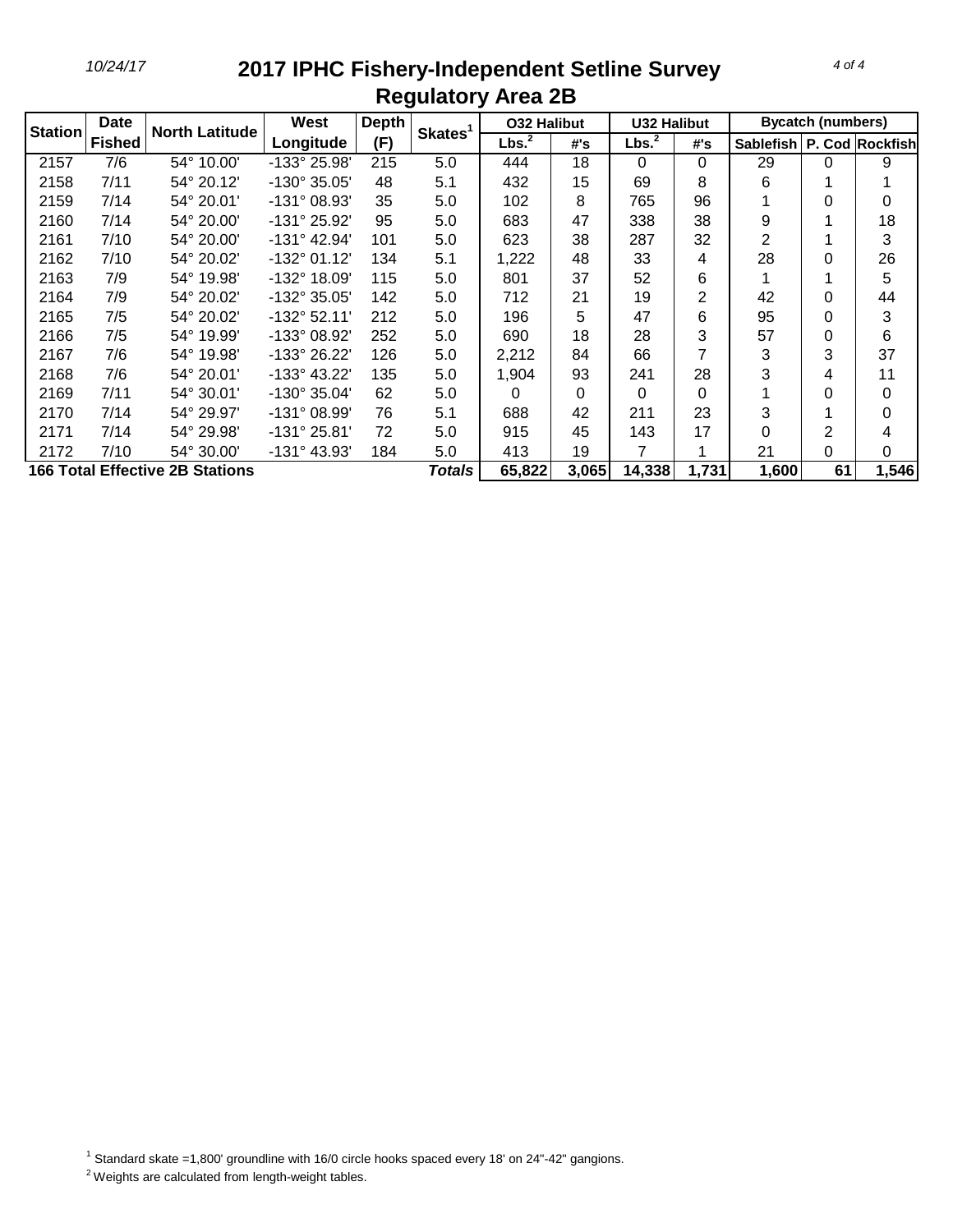# 2017 IPHC Fishery-Independent Setline Survey
## Regulatory Area 2B

| Station | Date Fished | North Latitude | West Longitude | Depth (F) | Skates[1] | O32 Halibut Lbs.[2] | O32 Halibut #'s | U32 Halibut Lbs.[2] | U32 Halibut #'s | Bycatch (numbers) Sablefish | P. Cod | Rockfish |
|---|---|---|---|---|---|---|---|---|---|---|---|---|
| 2157 | 7/6 | 54° 10.00' | -133° 25.98' | 215 | 5.0 | 444 | 18 | 0 | 0 | 29 | 0 | 9 |
| 2158 | 7/11 | 54° 20.12' | -130° 35.05' | 48 | 5.1 | 432 | 15 | 69 | 8 | 6 | 1 | 1 |
| 2159 | 7/14 | 54° 20.01' | -131° 08.93' | 35 | 5.0 | 102 | 8 | 765 | 96 | 1 | 0 | 0 |
| 2160 | 7/14 | 54° 20.00' | -131° 25.92' | 95 | 5.0 | 683 | 47 | 338 | 38 | 9 | 1 | 18 |
| 2161 | 7/10 | 54° 20.00' | -131° 42.94' | 101 | 5.0 | 623 | 38 | 287 | 32 | 2 | 1 | 3 |
| 2162 | 7/10 | 54° 20.02' | -132° 01.12' | 134 | 5.1 | 1,222 | 48 | 33 | 4 | 28 | 0 | 26 |
| 2163 | 7/9 | 54° 19.98' | -132° 18.09' | 115 | 5.0 | 801 | 37 | 52 | 6 | 1 | 1 | 5 |
| 2164 | 7/9 | 54° 20.02' | -132° 35.05' | 142 | 5.0 | 712 | 21 | 19 | 2 | 42 | 0 | 44 |
| 2165 | 7/5 | 54° 20.02' | -132° 52.11' | 212 | 5.0 | 196 | 5 | 47 | 6 | 95 | 0 | 3 |
| 2166 | 7/5 | 54° 19.99' | -133° 08.92' | 252 | 5.0 | 690 | 18 | 28 | 3 | 57 | 0 | 6 |
| 2167 | 7/6 | 54° 19.98' | -133° 26.22' | 126 | 5.0 | 2,212 | 84 | 66 | 7 | 3 | 3 | 37 |
| 2168 | 7/6 | 54° 20.01' | -133° 43.22' | 135 | 5.0 | 1,904 | 93 | 241 | 28 | 3 | 4 | 11 |
| 2169 | 7/11 | 54° 30.01' | -130° 35.04' | 62 | 5.0 | 0 | 0 | 0 | 0 | 1 | 0 | 0 |
| 2170 | 7/14 | 54° 29.97' | -131° 08.99' | 76 | 5.1 | 688 | 42 | 211 | 23 | 3 | 1 | 0 |
| 2171 | 7/14 | 54° 29.98' | -131° 25.81' | 72 | 5.0 | 915 | 45 | 143 | 17 | 0 | 2 | 4 |
| 2172 | 7/10 | 54° 30.00' | -131° 43.93' | 184 | 5.0 | 413 | 19 | 7 | 1 | 21 | 0 | 0 |
| **166 Total Effective 2B Stations** | | | | | ***Totals*** | **65,822** | **3,065** | **14,338** | **1,731** | **1,600** | **61** | **1,546** |

[1] Standard skate =1,800' groundline with 16/0 circle hooks spaced every 18' on 24"-42" gangions.

[2] Weights are calculated from length-weight tables.